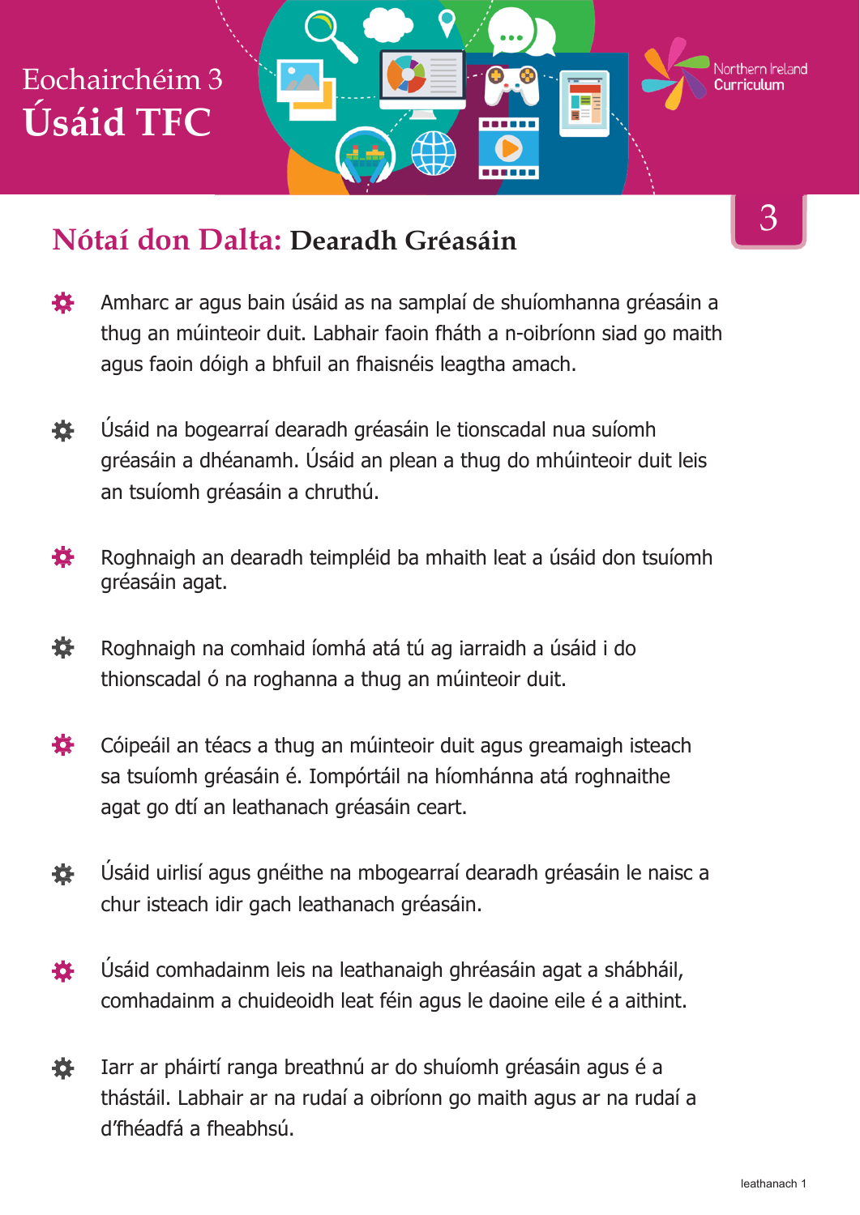# Eochairchéim 3
# Úsáid TFC

Northern Ireland Curriculum

3

## Nótaí don Dalta: Dearadh Gréasáin

- Amharc ar agus bain úsáid as na samplaí de shuíomhanna gréasáin a thug an múinteoir duit. Labhair faoin fháth a n-oibríonn siad go maith agus faoin dóigh a bhfuil an fhaisnéis leagtha amach.
- Úsáid na bogearraí dearadh gréasáin le tionscadal nua suíomh gréasáin a dhéanamh. Úsáid an plean a thug do mhúinteoir duit leis an tsuíomh gréasáin a chruthú.
- Roghnaigh an dearadh teimpléid ba mhaith leat a úsáid don tsuíomh gréasáin agat.
- Roghnaigh na comhaid íomhá atá tú ag iarraidh a úsáid i do thionscadal ó na roghanna a thug an múinteoir duit.
- Cóipeáil an téacs a thug an múinteoir duit agus greamaigh isteach sa tsuíomh gréasáin é. Iompórtáil na híomhánna atá roghnaithe agat go dtí an leathanach gréasáin ceart.
- Úsáid uirlisí agus gnéithe na mbogearraí dearadh gréasáin le naisc a chur isteach idir gach leathanach gréasáin.
- Úsáid comhadainm leis na leathanaigh ghréasáin agat a shábháil, comhadainm a chuideoidh leat féin agus le daoine eile é a aithint.
- Iarr ar pháirtí ranga breathnú ar do shuíomh gréasáin agus é a thástáil. Labhair ar na rudaí a oibríonn go maith agus ar na rudaí a d'fhéadfá a fheabhsú.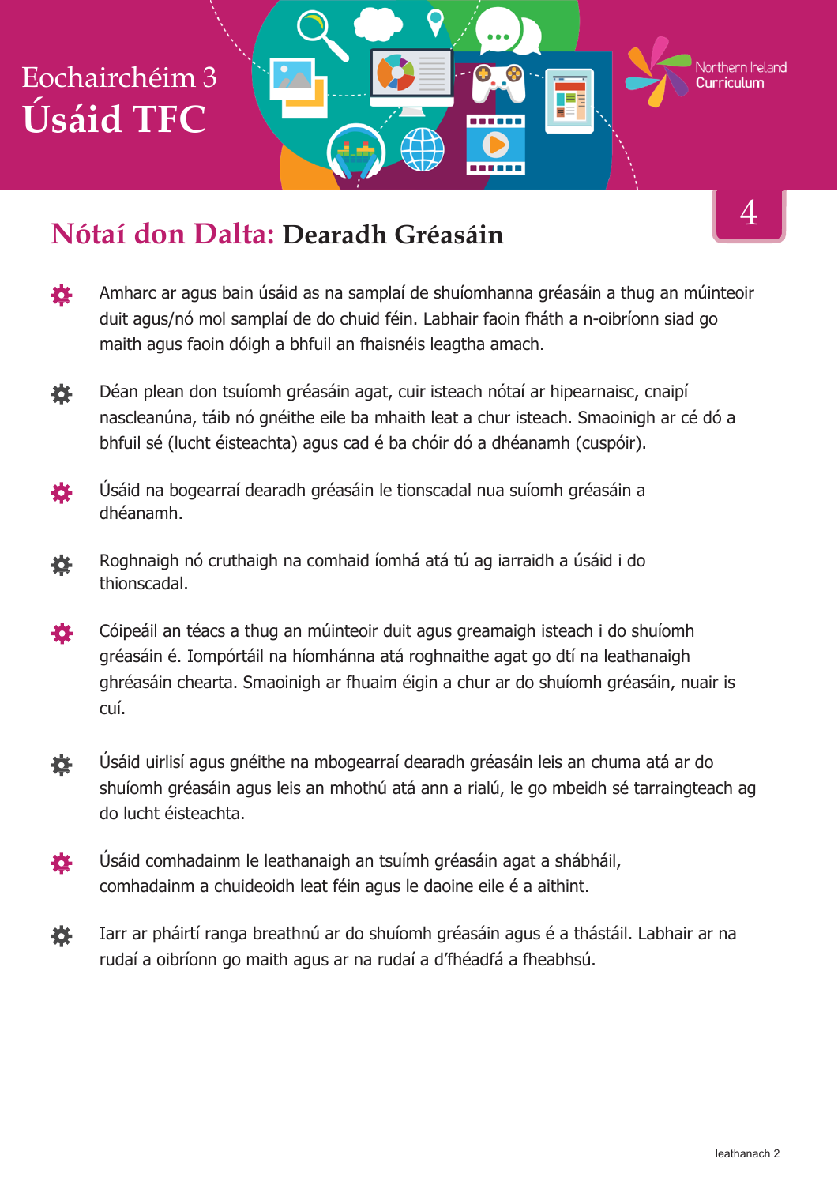Eochairchéim 3

# Úsáid TFC

Northern Ireland Curriculum

4

## Nótaí don Dalta: Dearadh Gréasáin

- Amharc ar agus bain úsáid as na samplaí de shuíomhanna gréasáin a thug an múinteoir duit agus/nó mol samplaí de do chuid féin. Labhair faoin fháth a n-oibríonn siad go maith agus faoin dóigh a bhfuil an fhaisnéis leagtha amach.
- Déan plean don tsuíomh gréasáin agat, cuir isteach nótaí ar hipearnaisc, cnaipí nascleanúna, táib nó gnéithe eile ba mhaith leat a chur isteach. Smaoinigh ar cé dó a bhfuil sé (lucht éisteachta) agus cad é ba chóir dó a dhéanamh (cuspóir).
- Úsáid na bogearraí dearadh gréasáin le tionscadal nua suíomh gréasáin a dhéanamh.
- Roghnaigh nó cruthaigh na comhaid íomhá atá tú ag iarraidh a úsáid i do thionscadal.
- Cóipeáil an téacs a thug an múinteoir duit agus greamaigh isteach i do shuíomh gréasáin é. Iompórtáil na híomhánna atá roghnaithe agat go dtí na leathanaigh ghréasáin chearta. Smaoinigh ar fhuaim éigin a chur ar do shuíomh gréasáin, nuair is cuí.
- Úsáid uirlisí agus gnéithe na mbogearraí dearadh gréasáin leis an chuma atá ar do shuíomh gréasáin agus leis an mhothú atá ann a rialú, le go mbeidh sé tarraingteach ag do lucht éisteachta.
- Úsáid comhadainm le leathanaigh an tsuímh gréasáin agat a shábháil, comhadainm a chuideoidh leat féin agus le daoine eile é a aithint.
- Iarr ar pháirtí ranga breathnú ar do shuíomh gréasáin agus é a thástáil. Labhair ar na rudaí a oibríonn go maith agus ar na rudaí a d'fhéadfá a fheabhsú.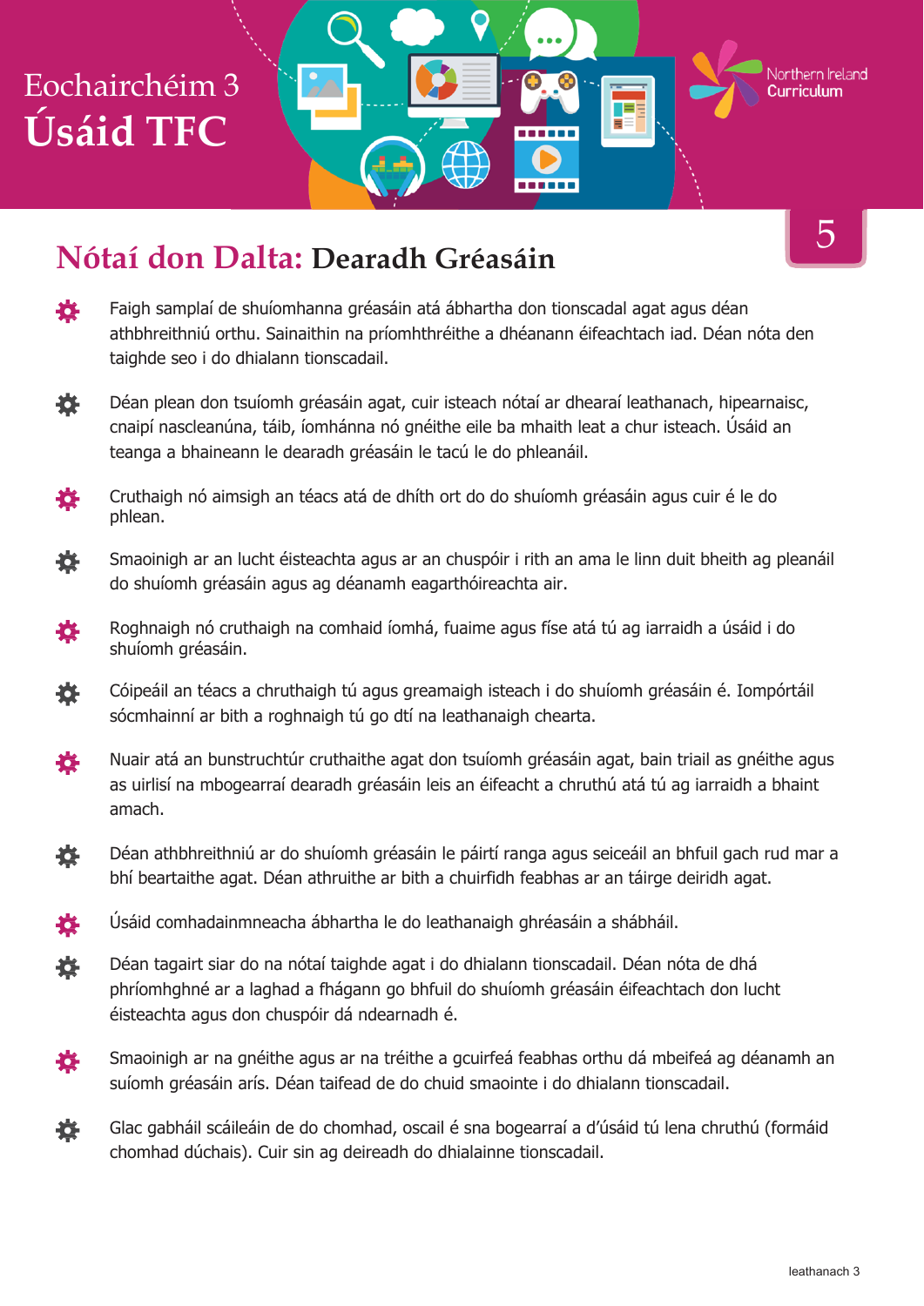Eochairchéim 3

# Úsáid TFC

5

## Nótaí don Dalta: Dearadh Gréasáin

- Faigh samplaí de shuíomhanna gréasáin atá ábhartha don tionscadal agat agus déan athbhreithniú orthu. Sainaithin na príomhthréithe a dhéanann éifeachtach iad. Déan nóta den taighde seo i do dhialann tionscadail.
- Déan plean don tsuíomh gréasáin agat, cuir isteach nótaí ar dhearaí leathanach, hipearnaisc, cnaipí nascleanúna, táib, íomhánna nó gnéithe eile ba mhaith leat a chur isteach. Úsáid an teanga a bhaineann le dearadh gréasáin le tacú le do phleanáil.
- Cruthaigh nó aimsigh an téacs atá de dhíth ort do do shuíomh gréasáin agus cuir é le do phlean.
- Smaoinigh ar an lucht éisteachta agus ar an chuspóir i rith an ama le linn duit bheith ag pleanáil do shuíomh gréasáin agus ag déanamh eagarthóireachta air.
- Roghnaigh nó cruthaigh na comhaid íomhá, fuaime agus físe atá tú ag iarraidh a úsáid i do shuíomh gréasáin.
- Cóipeáil an téacs a chruthaigh tú agus greamaigh isteach i do shuíomh gréasáin é. Iompórtáil sócmhainní ar bith a roghnaigh tú go dtí na leathanaigh chearta.
- Nuair atá an bunstruchtúr cruthaithe agat don tsuíomh gréasáin agat, bain triail as gnéithe agus as uirlisí na mbogearraí dearadh gréasáin leis an éifeacht a chruthú atá tú ag iarraidh a bhaint amach.
- Déan athbhreithniú ar do shuíomh gréasáin le páirtí ranga agus seiceáil an bhfuil gach rud mar a bhí beartaithe agat. Déan athruithe ar bith a chuirfidh feabhas ar an táirge deiridh agat.
- Úsáid comhadainmneacha ábhartha le do leathanaigh ghréasáin a shábháil.
- Déan tagairt siar do na nótaí taighde agat i do dhialann tionscadail. Déan nóta de dhá phríomhghné ar a laghad a fhágann go bhfuil do shuíomh gréasáin éifeachtach don lucht éisteachta agus don chuspóir dá ndearnadh é.
- Smaoinigh ar na gnéithe agus ar na tréithe a gcuirfeá feabhas orthu dá mbeifeá ag déanamh an suíomh gréasáin arís. Déan taifead de do chuid smaointe i do dhialann tionscadail.
- Glac gabháil scáileáin de do chomhad, oscail é sna bogearraí a d'úsáid tú lena chruthú (formáid chomhad dúchais). Cuir sin ag deireadh do dhialainne tionscadail.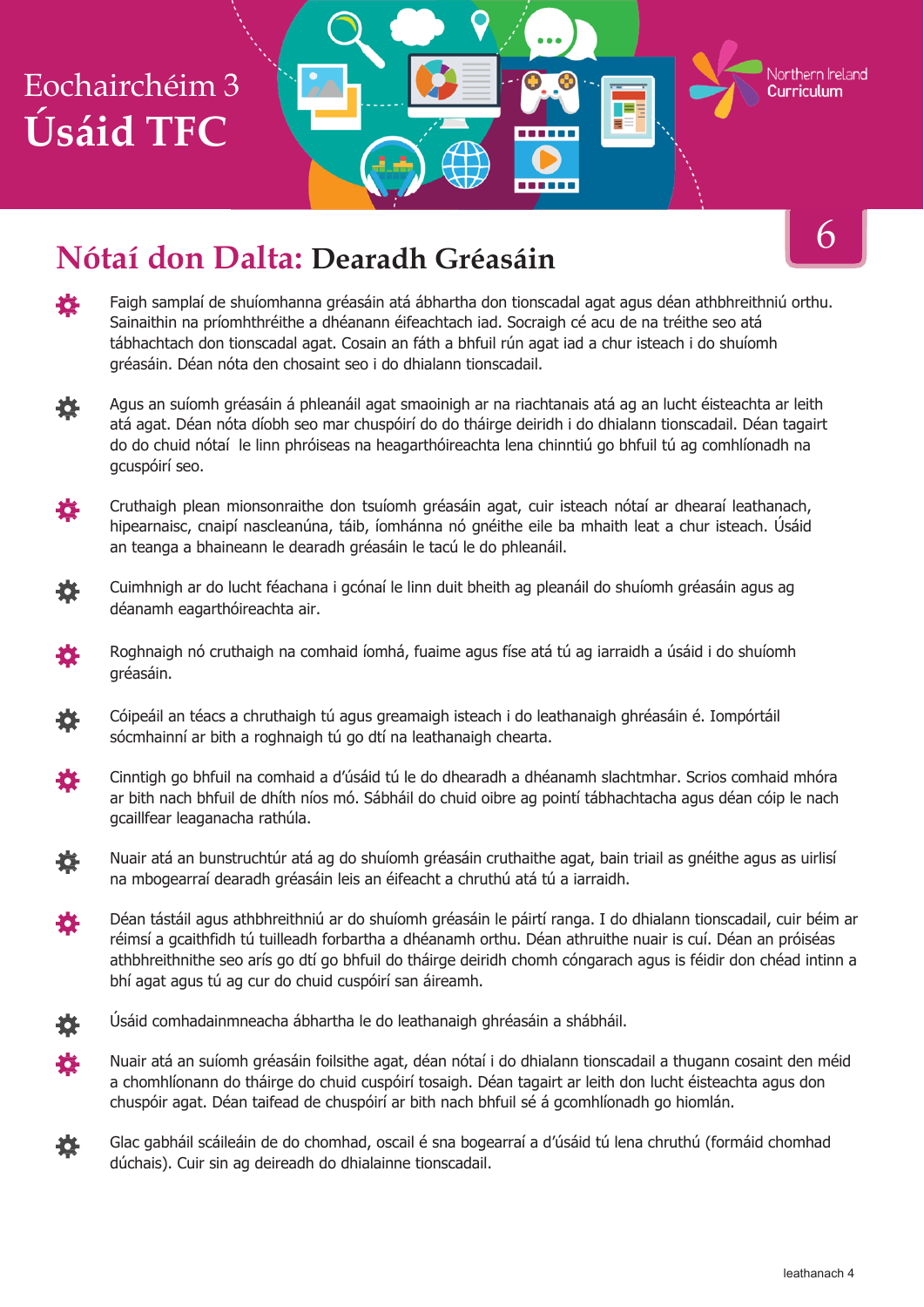# Eochairchéim 3
# Úsáid TFC

Northern Ireland Curriculum

6

## Nótaí don Dalta: Dearadh Gréasáin

- Faigh samplaí de shuíomhanna gréasáin atá ábhartha don tionscadal agat agus déan athbhreithniú orthu. Sainaithin na príomhthréithe a dhéanann éifeachtach iad. Socraigh cé acu de na tréithe seo atá tábhachtach don tionscadal agat. Cosain an fáth a bhfuil rún agat iad a chur isteach i do shuíomh gréasáin. Déan nóta den chosaint seo i do dhialann tionscadail.
- Agus an suíomh gréasáin á phleanáil agat smaoinigh ar na riachtanais atá ag an lucht éisteachta ar leith atá agat. Déan nóta díobh seo mar chuspóirí do do tháirge deiridh i do dhialann tionscadail. Déan tagairt do do chuid nótaí le linn phróiseas na heagarthóireachta lena chinntiú go bhfuil tú ag comhlíonadh na gcuspóirí seo.
- Cruthaigh plean mionsonraithe don tsuíomh gréasáin agat, cuir isteach nótaí ar dhearaí leathanach, hipearnaisc, cnaipí nascleanúna, táib, íomhánna nó gnéithe eile ba mhaith leat a chur isteach. Úsáid an teanga a bhaineann le dearadh gréasáin le tacú le do phleanáil.
- Cuimhnigh ar do lucht féachana i gcónaí le linn duit bheith ag pleanáil do shuíomh gréasáin agus ag déanamh eagarthóireachta air.
- Roghnaigh nó cruthaigh na comhaid íomhá, fuaime agus físe atá tú ag iarraidh a úsáid i do shuíomh gréasáin.
- Cóipeáil an téacs a chruthaigh tú agus greamaigh isteach i do leathanaigh ghréasáin é. Iompórtáil sócmhainní ar bith a roghnaigh tú go dtí na leathanaigh chearta.
- Cinntigh go bhfuil na comhaid a d'úsáid tú le do dhearadh a dhéanamh slachtmhar. Scrios comhaid mhóra ar bith nach bhfuil de dhíth níos mó. Sábháil do chuid oibre ag pointí tábhachtacha agus déan cóip le nach gcaillfear leaganacha rathúla.
- Nuair atá an bunstruchtúr atá ag do shuíomh gréasáin cruthaithe agat, bain triail as gnéithe agus as uirlisí na mbogearraí dearadh gréasáin leis an éifeacht a chruthú atá tú a iarraidh.
- Déan tástáil agus athbhreithniú ar do shuíomh gréasáin le páirtí ranga. I do dhialann tionscadail, cuir béim ar réimsí a gcaithfidh tú tuilleadh forbartha a dhéanamh orthu. Déan athruithe nuair is cuí. Déan an próiséas athbhreithnithe seo arís go dtí go bhfuil do tháirge deiridh chomh cóngarach agus is féidir don chéad intinn a bhí agat agus tú ag cur do chuid cuspóirí san áireamh.
- Úsáid comhadainmneacha ábhartha le do leathanaigh ghréasáin a shábháil.
- Nuair atá an suíomh gréasáin foilsithe agat, déan nótaí i do dhialann tionscadail a thugann cosaint den méid a chomhlíonann do tháirge do chuid cuspóirí tosaigh. Déan tagairt ar leith don lucht éisteachta agus don chuspóir agat. Déan taifead de chuspóirí ar bith nach bhfuil sé á gcomhlíonadh go hiomlán.
- Glac gabháil scáileáin de do chomhad, oscail é sna bogearraí a d'úsáid tú lena chruthú (formáid chomhad dúchais). Cuir sin ag deireadh do dhialainne tionscadail.